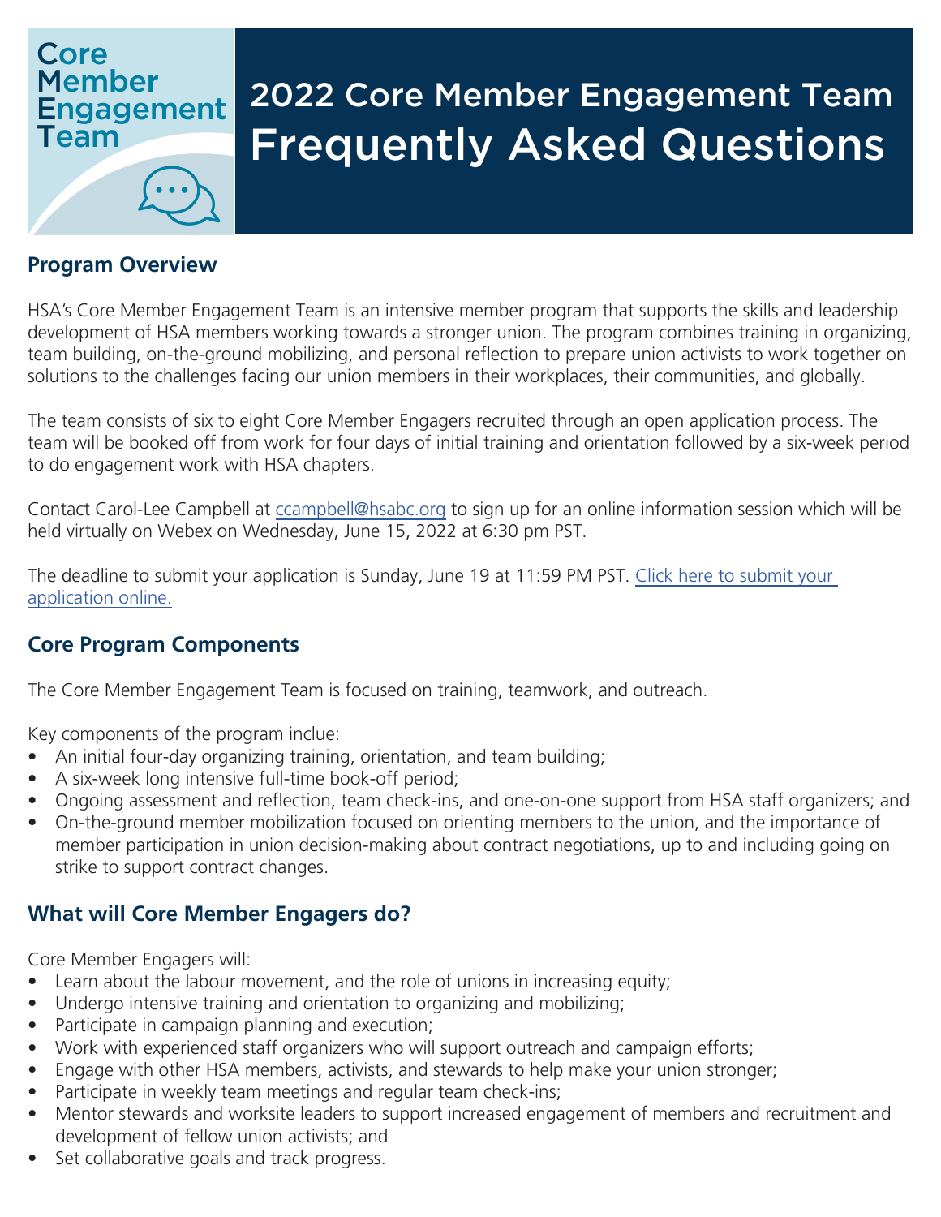# 2022 Core Member Engagement Team Frequently Asked Questions

## Program Overview

HSA's Core Member Engagement Team is an intensive member program that supports the skills and leadership development of HSA members working towards a stronger union. The program combines training in organizing, team building, on-the-ground mobilizing, and personal reflection to prepare union activists to work together on solutions to the challenges facing our union members in their workplaces, their communities, and globally.

The team consists of six to eight Core Member Engagers recruited through an open application process. The team will be booked off from work for four days of initial training and orientation followed by a six-week period to do engagement work with HSA chapters.

Contact Carol-Lee Campbell at ccampbell@hsabc.org to sign up for an online information session which will be held virtually on Webex on Wednesday, June 15, 2022 at 6:30 pm PST.

The deadline to submit your application is Sunday, June 19 at 11:59 PM PST. Click here to submit your application online.

## Core Program Components

The Core Member Engagement Team is focused on training, teamwork, and outreach.

Key components of the program inclue:

- An initial four-day organizing training, orientation, and team building;
- A six-week long intensive full-time book-off period;
- Ongoing assessment and reflection, team check-ins, and one-on-one support from HSA staff organizers; and
- On-the-ground member mobilization focused on orienting members to the union, and the importance of member participation in union decision-making about contract negotiations, up to and including going on strike to support contract changes.

## What will Core Member Engagers do?

Core Member Engagers will:

- Learn about the labour movement, and the role of unions in increasing equity;
- Undergo intensive training and orientation to organizing and mobilizing;
- Participate in campaign planning and execution;
- Work with experienced staff organizers who will support outreach and campaign efforts;
- Engage with other HSA members, activists, and stewards to help make your union stronger;
- Participate in weekly team meetings and regular team check-ins;
- Mentor stewards and worksite leaders to support increased engagement of members and recruitment and development of fellow union activists; and
- Set collaborative goals and track progress.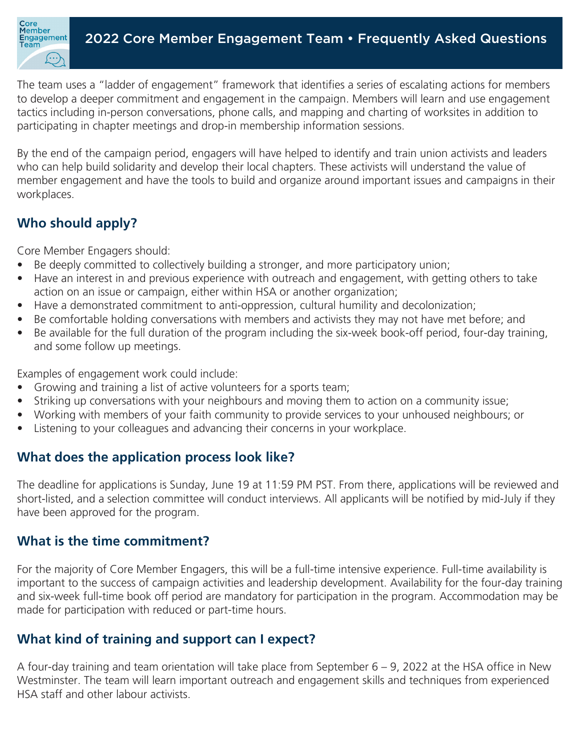The team uses a "ladder of engagement" framework that identifies a series of escalating actions for members to develop a deeper commitment and engagement in the campaign. Members will learn and use engagement tactics including in-person conversations, phone calls, and mapping and charting of worksites in addition to participating in chapter meetings and drop-in membership information sessions.

By the end of the campaign period, engagers will have helped to identify and train union activists and leaders who can help build solidarity and develop their local chapters. These activists will understand the value of member engagement and have the tools to build and organize around important issues and campaigns in their workplaces.

## Who should apply?

Core Member Engagers should:

- Be deeply committed to collectively building a stronger, and more participatory union;
- Have an interest in and previous experience with outreach and engagement, with getting others to take action on an issue or campaign, either within HSA or another organization;
- Have a demonstrated commitment to anti-oppression, cultural humility and decolonization;
- Be comfortable holding conversations with members and activists they may not have met before; and
- Be available for the full duration of the program including the six-week book-off period, four-day training, and some follow up meetings.

Examples of engagement work could include:

- Growing and training a list of active volunteers for a sports team;
- Striking up conversations with your neighbours and moving them to action on a community issue;
- Working with members of your faith community to provide services to your unhoused neighbours; or
- Listening to your colleagues and advancing their concerns in your workplace.

## What does the application process look like?

The deadline for applications is Sunday, June 19 at 11:59 PM PST. From there, applications will be reviewed and short-listed, and a selection committee will conduct interviews. All applicants will be notified by mid-July if they have been approved for the program.

## What is the time commitment?

For the majority of Core Member Engagers, this will be a full-time intensive experience. Full-time availability is important to the success of campaign activities and leadership development. Availability for the four-day training and six-week full-time book off period are mandatory for participation in the program. Accommodation may be made for participation with reduced or part-time hours.

## What kind of training and support can I expect?

A four-day training and team orientation will take place from September 6 – 9, 2022 at the HSA office in New Westminster. The team will learn important outreach and engagement skills and techniques from experienced HSA staff and other labour activists.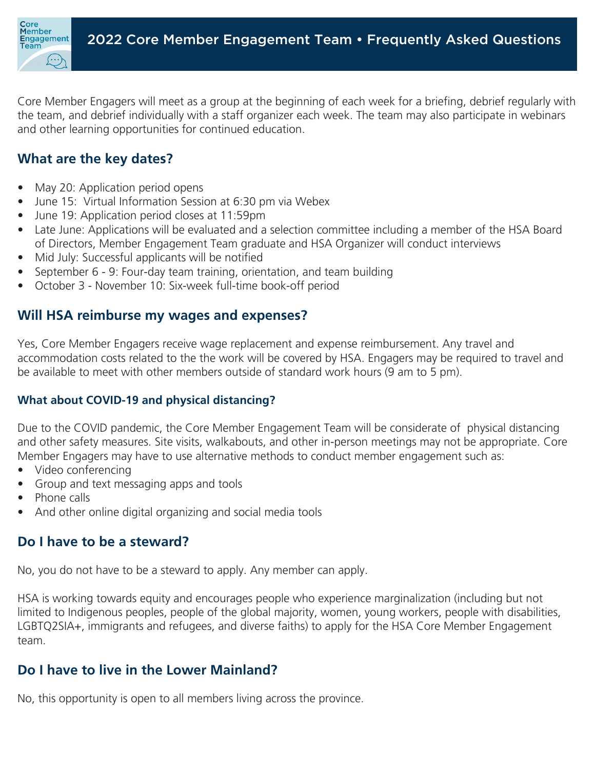Core Member Engagers will meet as a group at the beginning of each week for a briefing, debrief regularly with the team, and debrief individually with a staff organizer each week. The team may also participate in webinars and other learning opportunities for continued education.

## What are the key dates?

- May 20: Application period opens
- June 15: Virtual Information Session at 6:30 pm via Webex
- June 19: Application period closes at 11:59pm
- Late June: Applications will be evaluated and a selection committee including a member of the HSA Board of Directors, Member Engagement Team graduate and HSA Organizer will conduct interviews
- Mid July: Successful applicants will be notified
- September 6 - 9: Four-day team training, orientation, and team building
- October 3 - November 10: Six-week full-time book-off period

## Will HSA reimburse my wages and expenses?

Yes, Core Member Engagers receive wage replacement and expense reimbursement. Any travel and accommodation costs related to the the work will be covered by HSA. Engagers may be required to travel and be available to meet with other members outside of standard work hours (9 am to 5 pm).

### What about COVID-19 and physical distancing?

Due to the COVID pandemic, the Core Member Engagement Team will be considerate of physical distancing and other safety measures. Site visits, walkabouts, and other in-person meetings may not be appropriate. Core Member Engagers may have to use alternative methods to conduct member engagement such as:

- Video conferencing
- Group and text messaging apps and tools
- Phone calls
- And other online digital organizing and social media tools

## Do I have to be a steward?

No, you do not have to be a steward to apply. Any member can apply.

HSA is working towards equity and encourages people who experience marginalization (including but not limited to Indigenous peoples, people of the global majority, women, young workers, people with disabilities, LGBTQ2SIA+, immigrants and refugees, and diverse faiths) to apply for the HSA Core Member Engagement team.

## Do I have to live in the Lower Mainland?

No, this opportunity is open to all members living across the province.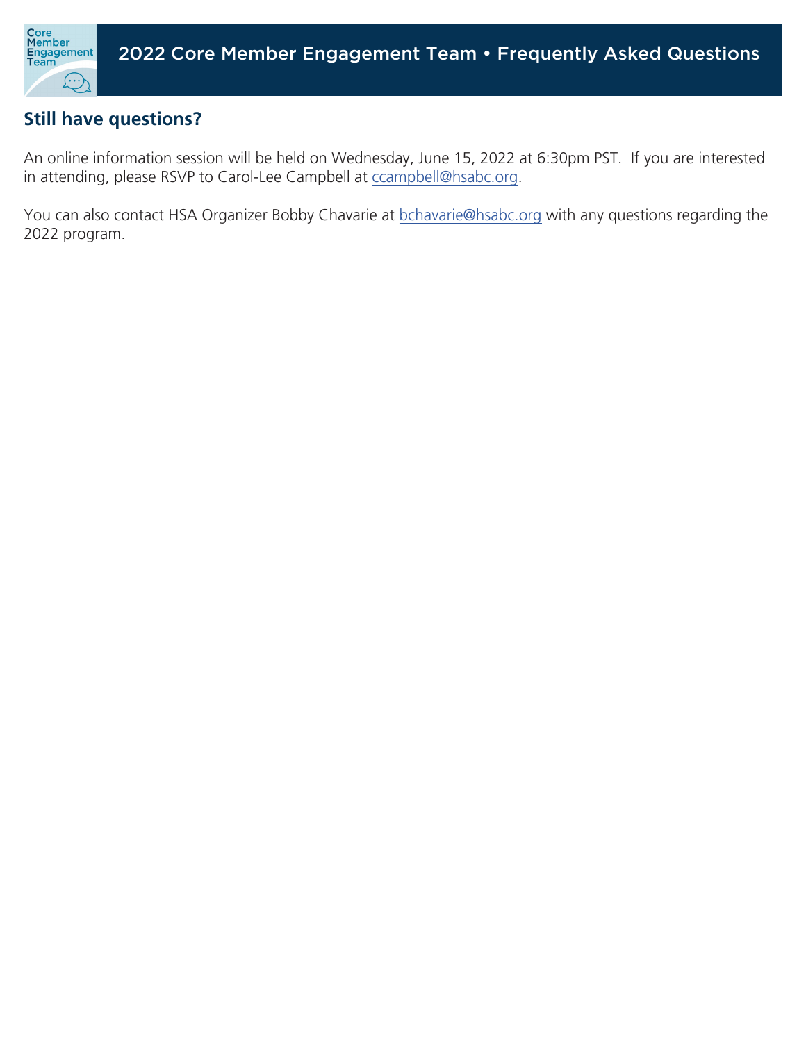## Still have questions?

An online information session will be held on Wednesday, June 15, 2022 at 6:30pm PST. If you are interested in attending, please RSVP to Carol-Lee Campbell at ccampbell@hsabc.org.

You can also contact HSA Organizer Bobby Chavarie at bchavarie@hsabc.org with any questions regarding the 2022 program.